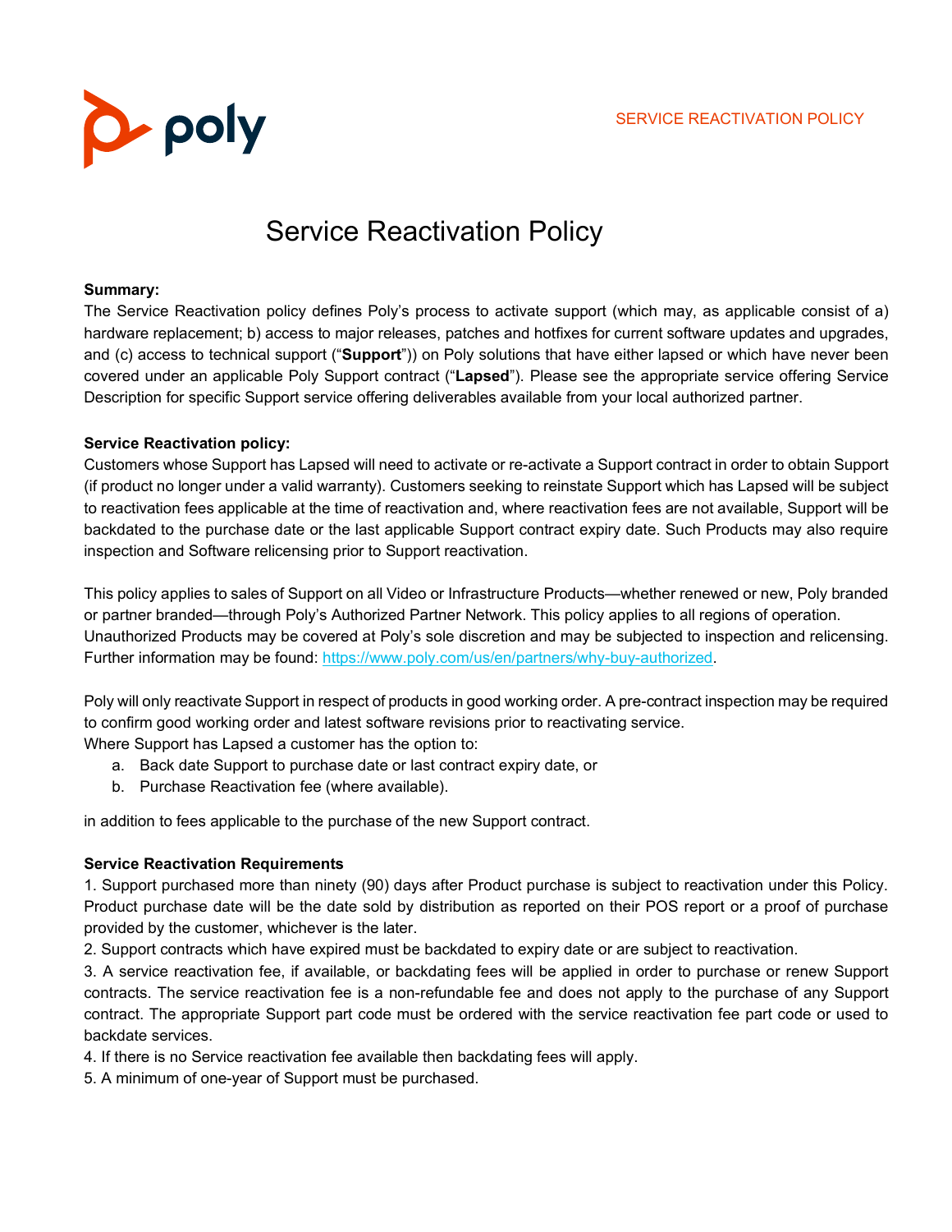# Service Reactivation Policy

**Summary:**

The Service Reactivation policy defines Poly's process to activate support (which may, as applicable consist of a) hardware replacement; b) access to major releases, patches and hotfixes for current software updates and upgrades, and (c) access to technical support ("**Support**")) on Poly solutions that have either lapsed or which have never been covered under an applicable Poly Support contract ("**Lapsed**"). Please see the appropriate service offering Service Description for specific Support service offering deliverables available from your local authorized partner.

**Service Reactivation policy:**

Customers whose Support has Lapsed will need to activate or re-activate a Support contract in order to obtain Support (if product no longer under a valid warranty). Customers seeking to reinstate Support which has Lapsed will be subject to reactivation fees applicable at the time of reactivation and, where reactivation fees are not available, Support will be backdated to the purchase date or the last applicable Support contract expiry date. Such Products may also require inspection and Software relicensing prior to Support reactivation.

This policy applies to sales of Support on all Video or Infrastructure Products—whether renewed or new, Poly branded or partner branded—through Poly's Authorized Partner Network. This policy applies to all regions of operation. Unauthorized Products may be covered at Poly's sole discretion and may be subjected to inspection and relicensing. Further information may be found: https://www.poly.com/us/en/partners/why-buy-authorized.

Poly will only reactivate Support in respect of products in good working order. A pre-contract inspection may be required to confirm good working order and latest software revisions prior to reactivating service.
Where Support has Lapsed a customer has the option to:

a. Back date Support to purchase date or last contract expiry date, or
b. Purchase Reactivation fee (where available).

in addition to fees applicable to the purchase of the new Support contract.

**Service Reactivation Requirements**

1. Support purchased more than ninety (90) days after Product purchase is subject to reactivation under this Policy. Product purchase date will be the date sold by distribution as reported on their POS report or a proof of purchase provided by the customer, whichever is the later.
2. Support contracts which have expired must be backdated to expiry date or are subject to reactivation.
3. A service reactivation fee, if available, or backdating fees will be applied in order to purchase or renew Support contracts. The service reactivation fee is a non-refundable fee and does not apply to the purchase of any Support contract. The appropriate Support part code must be ordered with the service reactivation fee part code or used to backdate services.
4. If there is no Service reactivation fee available then backdating fees will apply.
5. A minimum of one-year of Support must be purchased.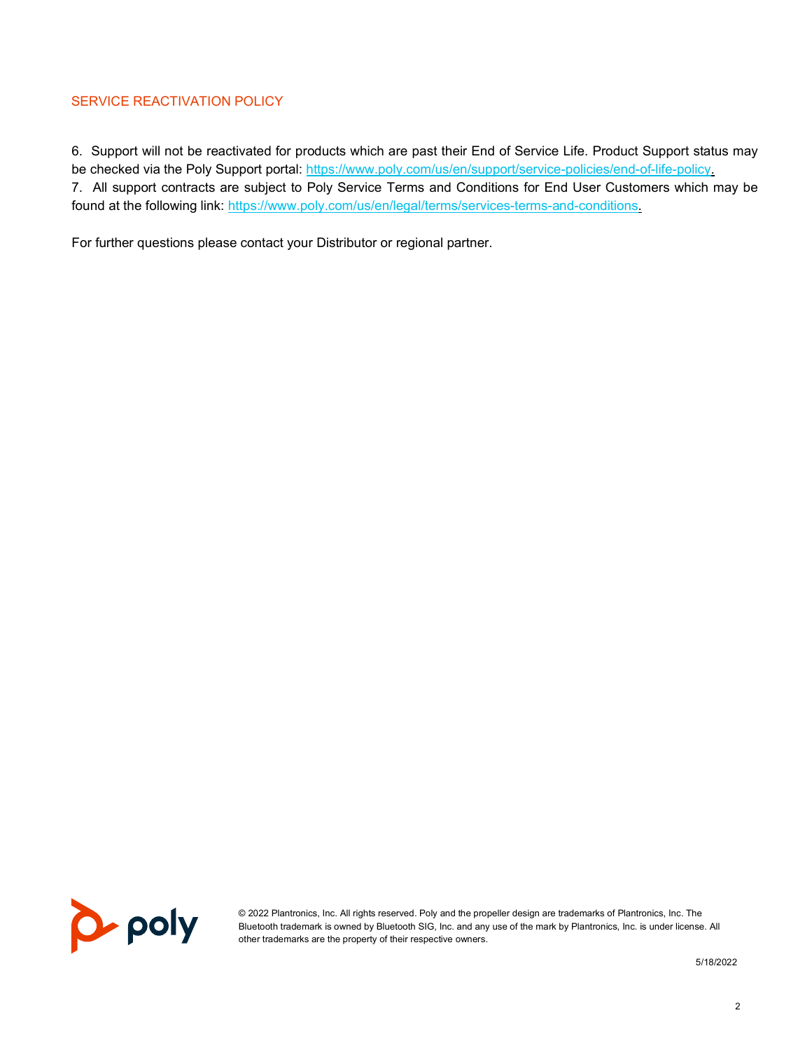## SERVICE REACTIVATION POLICY

6. Support will not be reactivated for products which are past their End of Service Life. Product Support status may be checked via the Poly Support portal: https://www.poly.com/us/en/support/service-policies/end-of-life-policy.
7. All support contracts are subject to Poly Service Terms and Conditions for End User Customers which may be found at the following link: https://www.poly.com/us/en/legal/terms/services-terms-and-conditions.

For further questions please contact your Distributor or regional partner.

© 2022 Plantronics, Inc. All rights reserved. Poly and the propeller design are trademarks of Plantronics, Inc. The Bluetooth trademark is owned by Bluetooth SIG, Inc. and any use of the mark by Plantronics, Inc. is under license. All other trademarks are the property of their respective owners.

5/18/2022